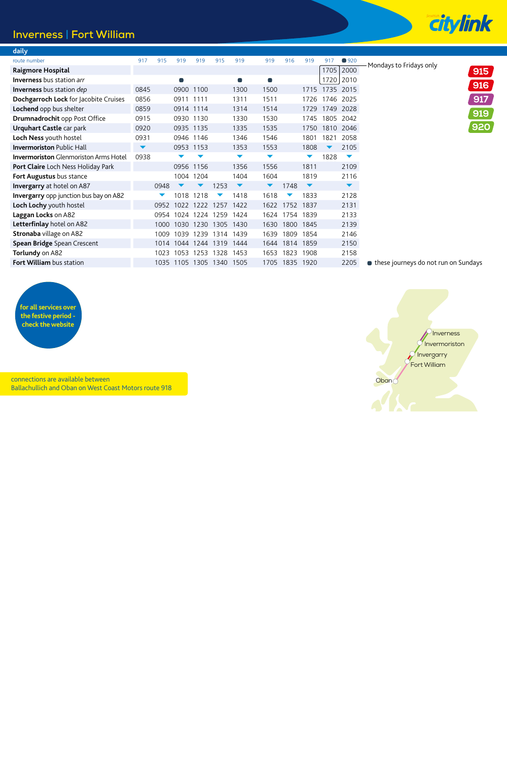# Inverness | Fort William

## daily

| route number | 917 | 915 | 919 | 919 | 915 | 919 | 919 | 916 | 919 | 917 | ● 920 |
|---|---|---|---|---|---|---|---|---|---|---|---|
| **Raigmore Hospital** | | | | | | | | | | 1705 | 2000 |
| **Inverness** bus station *arr* | | | ● | | | ● | ● | | | 1720 | 2010 |
| **Inverness** bus station *dep* | 0845 | | 0900 | 1100 | | 1300 | 1500 | | 1715 | 1735 | 2015 |
| **Dochgarroch Lock** for Jacobite Cruises | 0856 | | 0911 | 1111 | | 1311 | 1511 | | 1726 | 1746 | 2025 |
| **Lochend** opp bus shelter | 0859 | | 0914 | 1114 | | 1314 | 1514 | | 1729 | 1749 | 2028 |
| **Drumnadrochit** opp Post Office | 0915 | | 0930 | 1130 | | 1330 | 1530 | | 1745 | 1805 | 2042 |
| **Urquhart Castle** car park | 0920 | | 0935 | 1135 | | 1335 | 1535 | | 1750 | 1810 | 2046 |
| **Loch Ness** youth hostel | 0931 | | 0946 | 1146 | | 1346 | 1546 | | 1801 | 1821 | 2058 |
| **Invermoriston** Public Hall | ▼ | | 0953 | 1153 | | 1353 | 1553 | | 1808 | ▼ | 2105 |
| **Invermoriston** Glenmoriston Arms Hotel | 0938 | | ▼ | ▼ | | ▼ | ▼ | | ▼ | 1828 | ▼ |
| **Port Claire** Loch Ness Holiday Park | | | 0956 | 1156 | | 1356 | 1556 | | 1811 | | 2109 |
| **Fort Augustus** bus stance | | | 1004 | 1204 | | 1404 | 1604 | | 1819 | | 2116 |
| **Invergarry** at hotel on A87 | | 0948 | ▼ | ▼ | 1253 | ▼ | ▼ | 1748 | ▼ | | ▼ |
| **Invergarry** opp junction bus bay on A82 | | ▼ | 1018 | 1218 | ▼ | 1418 | 1618 | ▼ | 1833 | | 2128 |
| **Loch Lochy** youth hostel | | 0952 | 1022 | 1222 | 1257 | 1422 | 1622 | 1752 | 1837 | | 2131 |
| **Laggan Locks** on A82 | | 0954 | 1024 | 1224 | 1259 | 1424 | 1624 | 1754 | 1839 | | 2133 |
| **Letterfinlay** hotel on A82 | | 1000 | 1030 | 1230 | 1305 | 1430 | 1630 | 1800 | 1845 | | 2139 |
| **Stronaba** village on A82 | | 1009 | 1039 | 1239 | 1314 | 1439 | 1639 | 1809 | 1854 | | 2146 |
| **Spean Bridge** Spean Crescent | | 1014 | 1044 | 1244 | 1319 | 1444 | 1644 | 1814 | 1859 | | 2150 |
| **Torlundy** on A82 | | 1023 | 1053 | 1253 | 1328 | 1453 | 1653 | 1823 | 1908 | | 2158 |
| **Fort William** bus station | | 1035 | 1105 | 1305 | 1340 | 1505 | 1705 | 1835 | 1920 | | 2205 |

Mondays to Fridays only (Raigmore Hospital 1705 and Inverness arr 1720 journey)

● these journeys do not run on Sundays

915 916 917 919 920

for all services over the festive period - check the website

connections are available between Ballachullich and Oban on West Coast Motors route 918

Inverness
Invermoriston
Invergarry
Fort William
Oban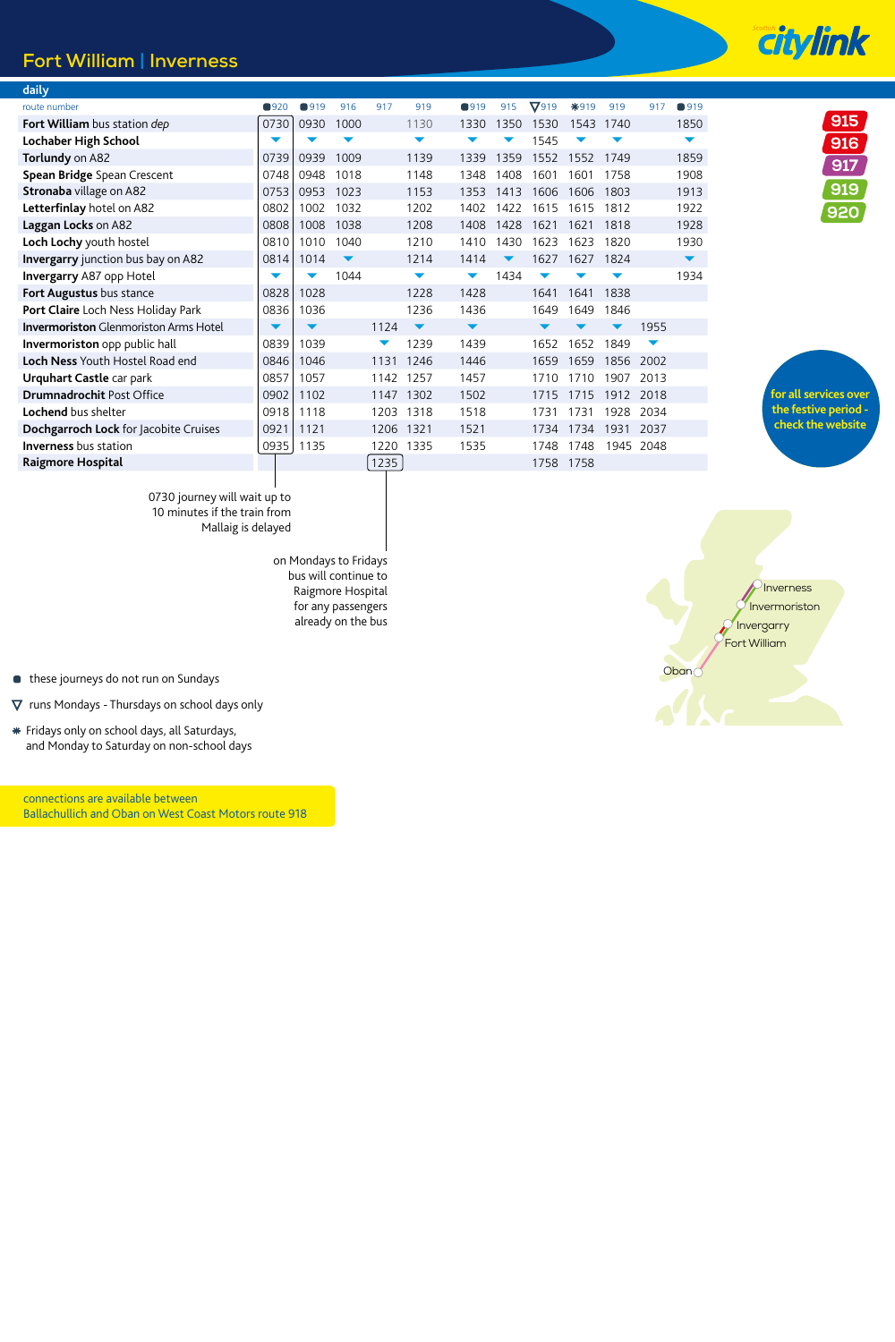# Fort William | Inverness

**daily**

| route number | ●920 | ●919 | 916 | 917 | 919 | ●919 | 915 | ▽919 | ✱919 | 919 | 917 | ●919 |
|---|---|---|---|---|---|---|---|---|---|---|---|---|
| **Fort William** bus station *dep* | 0730 | 0930 | 1000 | | 1130 | 1330 | 1350 | 1530 | 1543 | 1740 | | 1850 |
| **Lochaber High School** | ▼ | ▼ | ▼ | | ▼ | ▼ | ▼ | 1545 | ▼ | ▼ | | ▼ |
| **Torlundy** on A82 | 0739 | 0939 | 1009 | | 1139 | 1339 | 1359 | 1552 | 1552 | 1749 | | 1859 |
| **Spean Bridge** Spean Crescent | 0748 | 0948 | 1018 | | 1148 | 1348 | 1408 | 1601 | 1601 | 1758 | | 1908 |
| **Stronaba** village on A82 | 0753 | 0953 | 1023 | | 1153 | 1353 | 1413 | 1606 | 1606 | 1803 | | 1913 |
| **Letterfinlay** hotel on A82 | 0802 | 1002 | 1032 | | 1202 | 1402 | 1422 | 1615 | 1615 | 1812 | | 1922 |
| **Laggan Locks** on A82 | 0808 | 1008 | 1038 | | 1208 | 1408 | 1428 | 1621 | 1621 | 1818 | | 1928 |
| **Loch Lochy** youth hostel | 0810 | 1010 | 1040 | | 1210 | 1410 | 1430 | 1623 | 1623 | 1820 | | 1930 |
| **Invergarry** junction bus bay on A82 | 0814 | 1014 | ▼ | | 1214 | 1414 | ▼ | 1627 | 1627 | 1824 | | ▼ |
| **Invergarry** A87 opp Hotel | ▼ | ▼ | 1044 | | ▼ | ▼ | 1434 | ▼ | ▼ | ▼ | | 1934 |
| **Fort Augustus** bus stance | 0828 | 1028 | | | 1228 | 1428 | | 1641 | 1641 | 1838 | | |
| **Port Claire** Loch Ness Holiday Park | 0836 | 1036 | | | 1236 | 1436 | | 1649 | 1649 | 1846 | | |
| **Invermoriston** Glenmoriston Arms Hotel | ▼ | ▼ | | 1124 | ▼ | ▼ | | ▼ | ▼ | ▼ | 1955 | |
| **Invermoriston** opp public hall | 0839 | 1039 | | ▼ | 1239 | 1439 | | 1652 | 1652 | 1849 | ▼ | |
| **Loch Ness** Youth Hostel Road end | 0846 | 1046 | | 1131 | 1246 | 1446 | | 1659 | 1659 | 1856 | 2002 | |
| **Urquhart Castle** car park | 0857 | 1057 | | 1142 | 1257 | 1457 | | 1710 | 1710 | 1907 | 2013 | |
| **Drumnadrochit** Post Office | 0902 | 1102 | | 1147 | 1302 | 1502 | | 1715 | 1715 | 1912 | 2018 | |
| **Lochend** bus shelter | 0918 | 1118 | | 1203 | 1318 | 1518 | | 1731 | 1731 | 1928 | 2034 | |
| **Dochgarroch Lock** for Jacobite Cruises | 0921 | 1121 | | 1206 | 1321 | 1521 | | 1734 | 1734 | 1931 | 2037 | |
| **Inverness** bus station | 0935 | 1135 | | 1220 | 1335 | 1535 | | 1748 | 1748 | 1945 | 2048 | |
| **Raigmore Hospital** | | | | 1235 | | | | 1758 | 1758 | | | |

0730 journey will wait up to 10 minutes if the train from Mallaig is delayed

on Mondays to Fridays bus will continue to Raigmore Hospital for any passengers already on the bus

● these journeys do not run on Sundays

▽ runs Mondays - Thursdays on school days only

✱ Fridays only on school days, all Saturdays, and Monday to Saturday on non-school days

connections are available between Ballachullich and Oban on West Coast Motors route 918

915 916 917 919 920

for all services over the festive period - check the website

Inverness
Invermoriston
Invergarry
Fort William
Oban